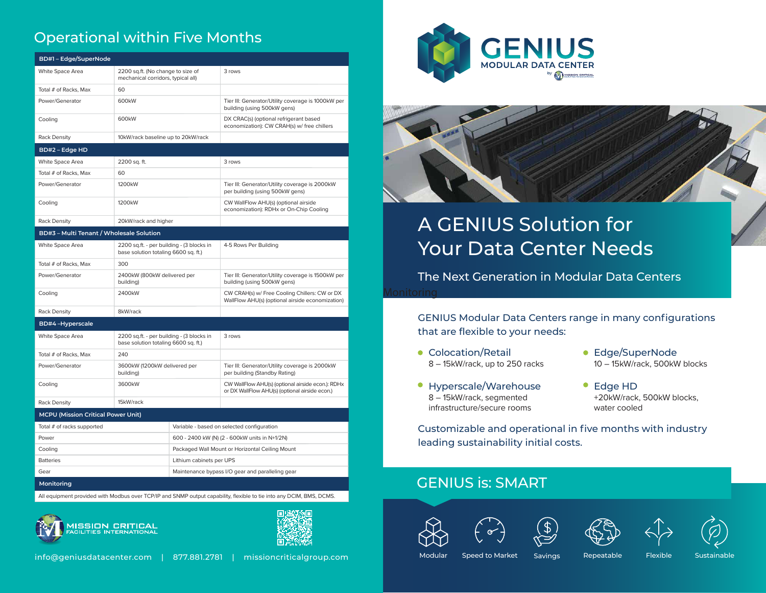## Operational within Five Months

| BD#1 – Edge/SuperNode | | |
|---|---|---|
| White Space Area | 2200 sq.ft. (No change to size of mechanical corridors, typical all) | 3 rows |
| Total # of Racks, Max | 60 | |
| Power/Generator | 600kW | Tier III: Generator/Utility coverage is 1000kW per building (using 500kW gens) |
| Cooling | 600kW | DX CRAC(s) (optional refrigerant based economization): CW CRAH(s) w/ free chillers |
| Rack Density | 10kW/rack baseline up to 20kW/rack | |
| **BD#2 – Edge HD** | | |
| White Space Area | 2200 sq. ft. | 3 rows |
| Total # of Racks, Max | 60 | |
| Power/Generator | 1200kW | Tier III: Generator/Utility coverage is 2000kW per building (using 500kW gens) |
| Cooling | 1200kW | CW WallFlow AHU(s) (optional airside economization): RDHx or On-Chip Cooling |
| Rack Density | 20kW/rack and higher | |
| **BD#3 – Multi Tenant / Wholesale Solution** | | |
| White Space Area | 2200 sq.ft. - per building - (3 blocks in base solution totaling 6600 sq. ft.) | 4-5 Rows Per Building |
| Total # of Racks, Max | 300 | |
| Power/Generator | 2400kW (800kW delivered per building) | Tier III: Generator/Utility coverage is 1500kW per building (using 500kW gens) |
| Cooling | 2400kW | CW CRAH(s) w/ Free Cooling Chillers: CW or DX WallFlow AHU(s) (optional airside economization) |
| Rack Density | 8kW/rack | |
| **BD#4 –Hyperscale** | | |
| White Space Area | 2200 sq.ft. - per building - (3 blocks in base solution totaling 6600 sq. ft.) | 3 rows |
| Total # of Racks, Max | 240 | |
| Power/Generator | 3600kW (1200kW delivered per building) | Tier III: Generator/Utility coverage is 2000kW per building (Standby Rating) |
| Cooling | 3600kW | CW WallFlow AHU(s) (optional airside econ.): RDHx or DX WallFlow AHU(s) (optional airside econ.) |
| Rack Density | 15kW/rack | |

| MCPU (Mission Critical Power Unit) | |
|---|---|
| Total # of racks supported | Variable - based on selected configuration |
| Power | 600 - 2400 kW (N) (2 - 600kW units in N+1/2N) |
| Cooling | Packaged Wall Mount or Horizontal Ceiling Mount |
| Batteries | Lithium cabinets per UPS |
| Gear | Maintenance bypass I/O gear and paralleling gear |

**Monitoring**

All equipment provided with Modbus over TCP/IP and SNMP output capability, flexible to tie into any DCIM, BMS, DCMS.

MISSION CRITICAL FACILITIES INTERNATIONAL

info@geniusdatacenter.com | 877.881.2781 | missioncriticalgroup.com

# GENIUS MODULAR DATA CENTER

by Mission Critical Facilities International

# A GENIUS Solution for Your Data Center Needs

## The Next Generation in Modular Data Centers

Monitoring

GENIUS Modular Data Centers range in many configurations that are flexible to your needs:

- **Colocation/Retail**
  8 – 15kW/rack, up to 250 racks
- **Edge/SuperNode**
  10 – 15kW/rack, 500kW blocks
- **Hyperscale/Warehouse**
  8 – 15kW/rack, segmented infrastructure/secure rooms
- **Edge HD**
  +20kW/rack, 500kW blocks, water cooled

Customizable and operational in five months with industry leading sustainability initial costs.

## GENIUS is: SMART

Modular | Speed to Market | Savings | Repeatable | Flexible | Sustainable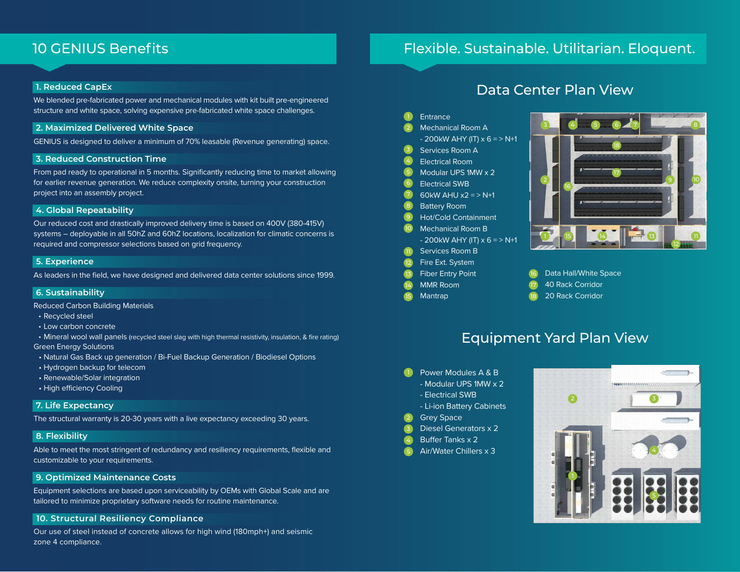## 10 GENIUS Benefits

### 1. Reduced CapEx

We blended pre-fabricated power and mechanical modules with kit built pre-engineered structure and white space, solving expensive pre-fabricated white space challenges.

### 2. Maximized Delivered White Space

GENIUS is designed to deliver a minimum of 70% leasable (Revenue generating) space.

### 3. Reduced Construction Time

From pad ready to operational in 5 months. Significantly reducing time to market allowing for earlier revenue generation. We reduce complexity onsite, turning your construction project into an assembly project.

### 4. Global Repeatability

Our reduced cost and drastically improved delivery time is based on 400V (380-415V) systems – deployable in all 50hZ and 60hZ locations, localization for climatic concerns is required and compressor selections based on grid frequency.

### 5. Experience

As leaders in the field, we have designed and delivered data center solutions since 1999.

### 6. Sustainability

Reduced Carbon Building Materials

- Recycled steel
- Low carbon concrete
- Mineral wool wall panels (recycled steel slag with high thermal resistivity, insulation, & fire rating)

Green Energy Solutions

- Natural Gas Back up generation / Bi-Fuel Backup Generation / Biodiesel Options
- Hydrogen backup for telecom
- Renewable/Solar integration
- High efficiency Cooling

### 7. Life Expectancy

The structural warranty is 20-30 years with a live expectancy exceeding 30 years.

### 8. Flexibility

Able to meet the most stringent of redundancy and resiliency requirements, flexible and customizable to your requirements.

### 9. Optimized Maintenance Costs

Equipment selections are based upon serviceability by OEMs with Global Scale and are tailored to minimize proprietary software needs for routine maintenance.

### 10. Structural Resiliency Compliance

Our use of steel instead of concrete allows for high wind (180mph+) and seismic zone 4 compliance.

## Flexible. Sustainable. Utilitarian. Eloquent.

### Data Center Plan View

1. Entrance
2. Mechanical Room A
   - 200kW AHY (IT) x 6 = > N+1
3. Services Room A
4. Electrical Room
5. Modular UPS 1MW x 2
6. Electrical SWB
7. 60kW AHU x2 = > N+1
8. Battery Room
9. Hot/Cold Containment
10. Mechanical Room B
    - 200kW AHY (IT) x 6 = > N+1
11. Services Room B
12. Fire Ext. System
13. Fiber Entry Point
14. MMR Room
15. Mantrap
16. Data Hall/White Space
17. 40 Rack Corridor
18. 20 Rack Corridor

### Equipment Yard Plan View

1. Power Modules A & B
   - Modular UPS 1MW x 2
   - Electrical SWB
   - Li-ion Battery Cabinets
2. Grey Space
3. Diesel Generators x 2
4. Buffer Tanks x 2
5. Air/Water Chillers x 3